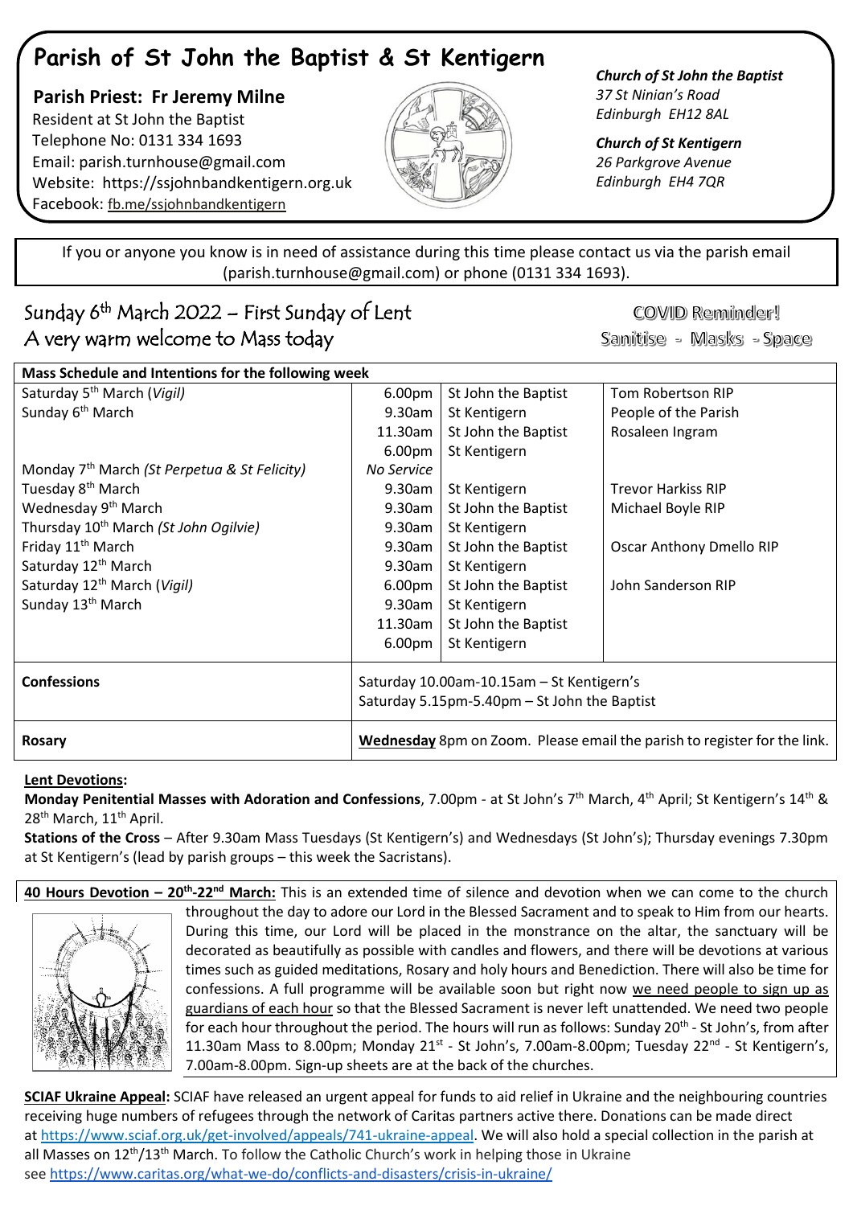# Parish of St John the Baptist & St Kentigern

**Parish Priest: Fr Jeremy Milne**
Resident at St John the Baptist
Telephone No: 0131 334 1693
Email: parish.turnhouse@gmail.com
Website: https://ssjohnbandkentigern.org.uk
Facebook: fb.me/ssjohnbandkentigern

***Church of St John the Baptist***
*37 St Ninian's Road*
*Edinburgh EH12 8AL*

***Church of St Kentigern***
*26 Parkgrove Avenue*
*Edinburgh EH4 7QR*

If you or anyone you know is in need of assistance during this time please contact us via the parish email (parish.turnhouse@gmail.com) or phone (0131 334 1693).

## Sunday 6th March 2022 – First Sunday of Lent
## A very warm welcome to Mass today

COVID Reminder!
Sanitise - Masks - Space

| Mass Schedule and Intentions for the following week | | | |
|---|---|---|---|
| Saturday 5th March (*Vigil*) | 6.00pm | St John the Baptist | Tom Robertson RIP |
| Sunday 6th March | 9.30am | St Kentigern | People of the Parish |
| | 11.30am | St John the Baptist | Rosaleen Ingram |
| | 6.00pm | St Kentigern | |
| Monday 7th March (*St Perpetua & St Felicity*) | *No Service* | | |
| Tuesday 8th March | 9.30am | St Kentigern | Trevor Harkiss RIP |
| Wednesday 9th March | 9.30am | St John the Baptist | Michael Boyle RIP |
| Thursday 10th March (*St John Ogilvie*) | 9.30am | St Kentigern | |
| Friday 11th March | 9.30am | St John the Baptist | Oscar Anthony Dmello RIP |
| Saturday 12th March | 9.30am | St Kentigern | |
| Saturday 12th March (*Vigil*) | 6.00pm | St John the Baptist | John Sanderson RIP |
| Sunday 13th March | 9.30am | St Kentigern | |
| | 11.30am | St John the Baptist | |
| | 6.00pm | St Kentigern | |
| **Confessions** | Saturday 10.00am-10.15am – St Kentigern's<br>Saturday 5.15pm-5.40pm – St John the Baptist | | |
| **Rosary** | **Wednesday** 8pm on Zoom. Please email the parish to register for the link. | | |

**Lent Devotions:**

**Monday Penitential Masses with Adoration and Confessions**, 7.00pm - at St John's 7th March, 4th April; St Kentigern's 14th & 28th March, 11th April.

**Stations of the Cross** – After 9.30am Mass Tuesdays (St Kentigern's) and Wednesdays (St John's); Thursday evenings 7.30pm at St Kentigern's (lead by parish groups – this week the Sacristans).

**40 Hours Devotion – 20th-22nd March:** This is an extended time of silence and devotion when we can come to the church throughout the day to adore our Lord in the Blessed Sacrament and to speak to Him from our hearts. During this time, our Lord will be placed in the monstrance on the altar, the sanctuary will be decorated as beautifully as possible with candles and flowers, and there will be devotions at various times such as guided meditations, Rosary and holy hours and Benediction. There will also be time for confessions. A full programme will be available soon but right now we need people to sign up as guardians of each hour so that the Blessed Sacrament is never left unattended. We need two people for each hour throughout the period. The hours will run as follows: Sunday 20th - St John's, from after 11.30am Mass to 8.00pm; Monday 21st - St John's, 7.00am-8.00pm; Tuesday 22nd - St Kentigern's, 7.00am-8.00pm. Sign-up sheets are at the back of the churches.

**SCIAF Ukraine Appeal:** SCIAF have released an urgent appeal for funds to aid relief in Ukraine and the neighbouring countries receiving huge numbers of refugees through the network of Caritas partners active there. Donations can be made direct at https://www.sciaf.org.uk/get-involved/appeals/741-ukraine-appeal. We will also hold a special collection in the parish at all Masses on 12th/13th March. To follow the Catholic Church's work in helping those in Ukraine see https://www.caritas.org/what-we-do/conflicts-and-disasters/crisis-in-ukraine/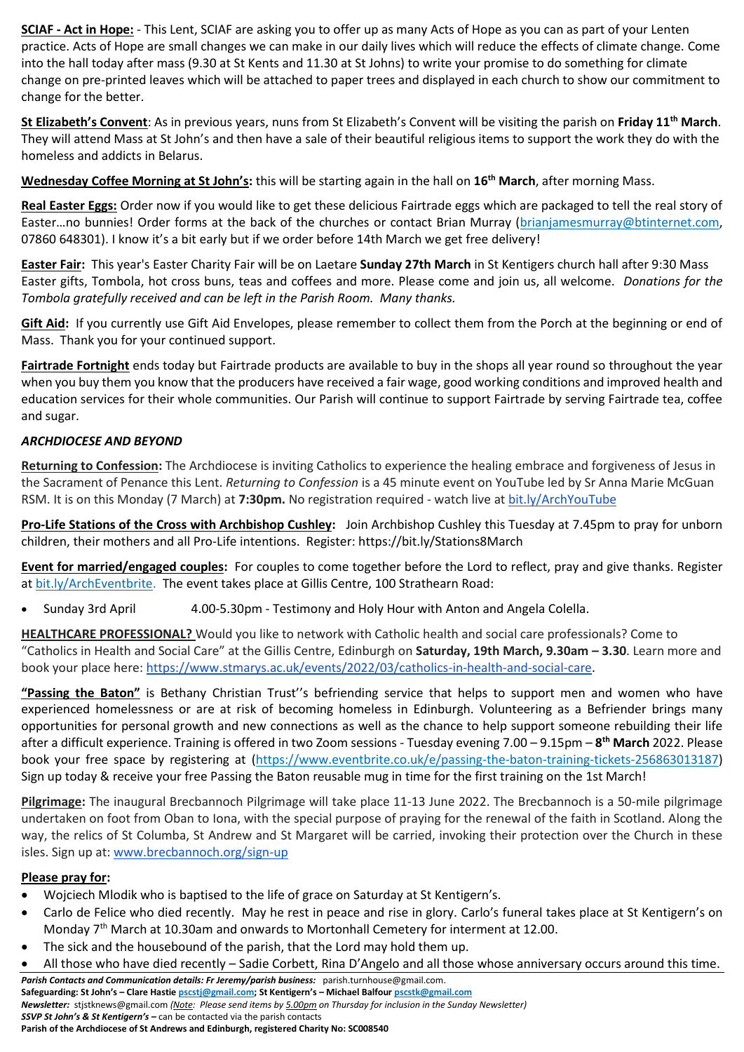**SCIAF - Act in Hope:** - This Lent, SCIAF are asking you to offer up as many Acts of Hope as you can as part of your Lenten practice. Acts of Hope are small changes we can make in our daily lives which will reduce the effects of climate change. Come into the hall today after mass (9.30 at St Kents and 11.30 at St Johns) to write your promise to do something for climate change on pre-printed leaves which will be attached to paper trees and displayed in each church to show our commitment to change for the better.

**St Elizabeth's Convent**: As in previous years, nuns from St Elizabeth's Convent will be visiting the parish on **Friday 11th March**. They will attend Mass at St John's and then have a sale of their beautiful religious items to support the work they do with the homeless and addicts in Belarus.

**Wednesday Coffee Morning at St John's:** this will be starting again in the hall on **16th March**, after morning Mass.

**Real Easter Eggs:** Order now if you would like to get these delicious Fairtrade eggs which are packaged to tell the real story of Easter…no bunnies! Order forms at the back of the churches or contact Brian Murray (brianjamesmurray@btinternet.com, 07860 648301). I know it's a bit early but if we order before 14th March we get free delivery!

**Easter Fair:** This year's Easter Charity Fair will be on Laetare **Sunday 27th March** in St Kentigers church hall after 9:30 Mass Easter gifts, Tombola, hot cross buns, teas and coffees and more. Please come and join us, all welcome. *Donations for the Tombola gratefully received and can be left in the Parish Room. Many thanks.*

**Gift Aid:** If you currently use Gift Aid Envelopes, please remember to collect them from the Porch at the beginning or end of Mass. Thank you for your continued support.

**Fairtrade Fortnight** ends today but Fairtrade products are available to buy in the shops all year round so throughout the year when you buy them you know that the producers have received a fair wage, good working conditions and improved health and education services for their whole communities. Our Parish will continue to support Fairtrade by serving Fairtrade tea, coffee and sugar.

## *ARCHDIOCESE AND BEYOND*

**Returning to Confession:** The Archdiocese is inviting Catholics to experience the healing embrace and forgiveness of Jesus in the Sacrament of Penance this Lent. *Returning to Confession* is a 45 minute event on YouTube led by Sr Anna Marie McGuan RSM. It is on this Monday (7 March) at **7:30pm.** No registration required - watch live at bit.ly/ArchYouTube

**Pro-Life Stations of the Cross with Archbishop Cushley:** Join Archbishop Cushley this Tuesday at 7.45pm to pray for unborn children, their mothers and all Pro-Life intentions. Register: https://bit.ly/Stations8March

**Event for married/engaged couples:** For couples to come together before the Lord to reflect, pray and give thanks. Register at bit.ly/ArchEventbrite. The event takes place at Gillis Centre, 100 Strathearn Road:

- Sunday 3rd April 4.00-5.30pm - Testimony and Holy Hour with Anton and Angela Colella.

**HEALTHCARE PROFESSIONAL?** Would you like to network with Catholic health and social care professionals? Come to "Catholics in Health and Social Care" at the Gillis Centre, Edinburgh on **Saturday, 19th March, 9.30am – 3.30**. Learn more and book your place here: https://www.stmarys.ac.uk/events/2022/03/catholics-in-health-and-social-care.

**"Passing the Baton"** is Bethany Christian Trust''s befriending service that helps to support men and women who have experienced homelessness or are at risk of becoming homeless in Edinburgh. Volunteering as a Befriender brings many opportunities for personal growth and new connections as well as the chance to help support someone rebuilding their life after a difficult experience. Training is offered in two Zoom sessions - Tuesday evening 7.00 – 9.15pm – **8th March** 2022. Please book your free space by registering at (https://www.eventbrite.co.uk/e/passing-the-baton-training-tickets-256863013187) Sign up today & receive your free Passing the Baton reusable mug in time for the first training on the 1st March!

**Pilgrimage:** The inaugural Brecbannoch Pilgrimage will take place 11-13 June 2022. The Brecbannoch is a 50-mile pilgrimage undertaken on foot from Oban to Iona, with the special purpose of praying for the renewal of the faith in Scotland. Along the way, the relics of St Columba, St Andrew and St Margaret will be carried, invoking their protection over the Church in these isles. Sign up at: www.brecbannoch.org/sign-up

**Please pray for:**

- Wojciech Mlodik who is baptised to the life of grace on Saturday at St Kentigern's.
- Carlo de Felice who died recently. May he rest in peace and rise in glory. Carlo's funeral takes place at St Kentigern's on Monday 7th March at 10.30am and onwards to Mortonhall Cemetery for interment at 12.00.
- The sick and the housebound of the parish, that the Lord may hold them up.
- All those who have died recently – Sadie Corbett, Rina D'Angelo and all those whose anniversary occurs around this time.

***Parish Contacts and Communication details: Fr Jeremy/parish business:*** parish.turnhouse@gmail.com.
**Safeguarding: St John's – Clare Hastie pscstj@gmail.com; St Kentigern's – Michael Balfour pscstk@gmail.com**
***Newsletter:*** stjstknews@gmail.com *(Note: Please send items by 5.00pm on Thursday for inclusion in the Sunday Newsletter)*
***SSVP St John's & St Kentigern's –*** can be contacted via the parish contacts
**Parish of the Archdiocese of St Andrews and Edinburgh, registered Charity No: SC008540**